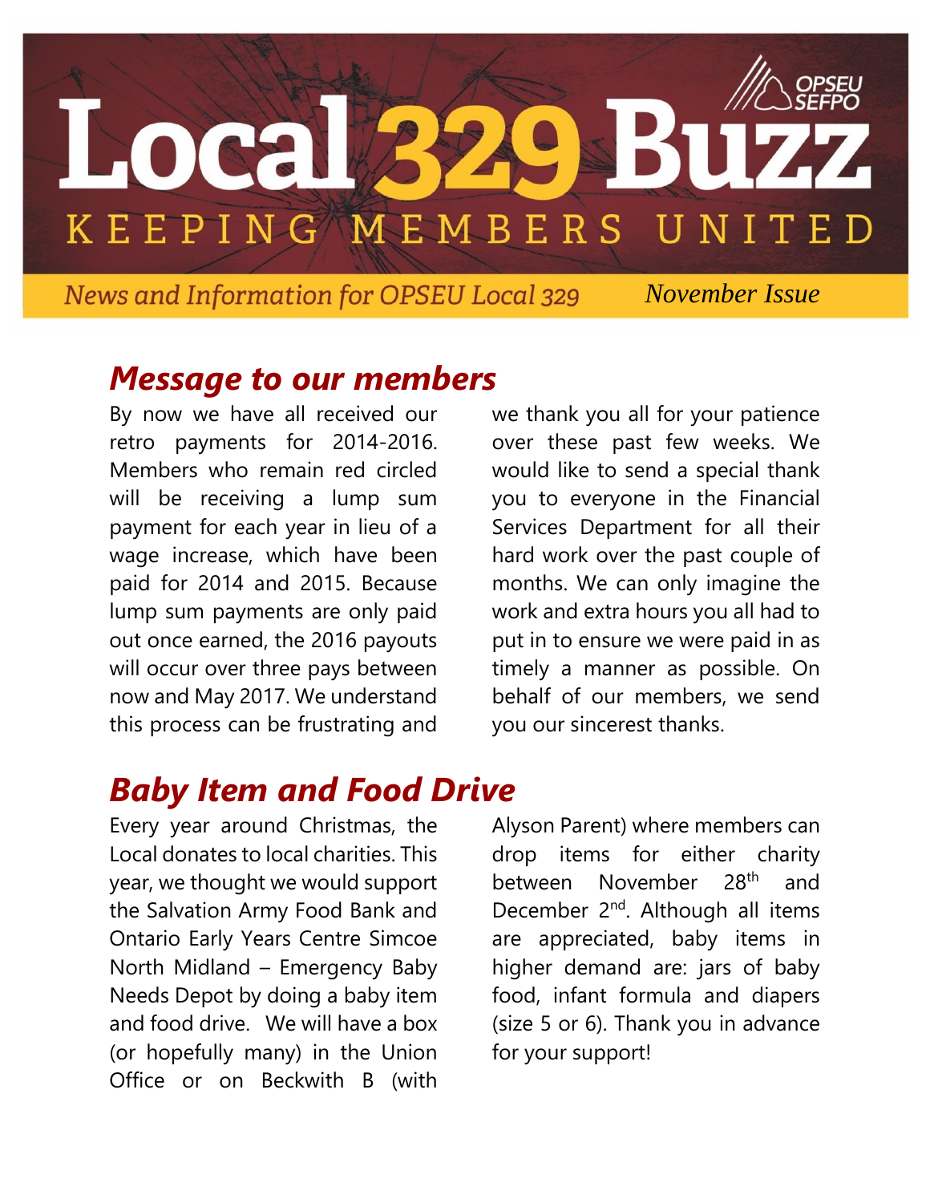# Local 329 Buzz

KEEPING MEMBERS UNITED

OPSEU SEFPO

*News and Information for OPSEU Local 329* — *November Issue*

## *Message to our members*

By now we have all received our retro payments for 2014-2016. Members who remain red circled will be receiving a lump sum payment for each year in lieu of a wage increase, which have been paid for 2014 and 2015. Because lump sum payments are only paid out once earned, the 2016 payouts will occur over three pays between now and May 2017. We understand this process can be frustrating and we thank you all for your patience over these past few weeks. We would like to send a special thank you to everyone in the Financial Services Department for all their hard work over the past couple of months. We can only imagine the work and extra hours you all had to put in to ensure we were paid in as timely a manner as possible. On behalf of our members, we send you our sincerest thanks.

## *Baby Item and Food Drive*

Every year around Christmas, the Local donates to local charities. This year, we thought we would support the Salvation Army Food Bank and Ontario Early Years Centre Simcoe North Midland – Emergency Baby Needs Depot by doing a baby item and food drive. We will have a box (or hopefully many) in the Union Office or on Beckwith B (with Alyson Parent) where members can drop items for either charity between November 28th and December 2nd. Although all items are appreciated, baby items in higher demand are: jars of baby food, infant formula and diapers (size 5 or 6). Thank you in advance for your support!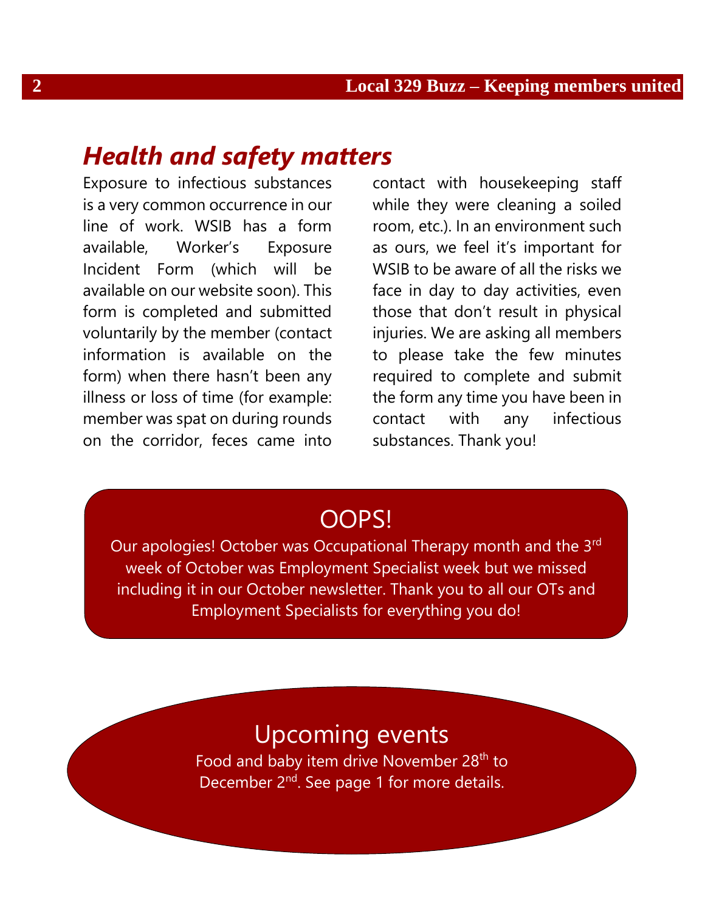## *Health and safety matters*

Exposure to infectious substances is a very common occurrence in our line of work. WSIB has a form available, Worker's Exposure Incident Form (which will be available on our website soon). This form is completed and submitted voluntarily by the member (contact information is available on the form) when there hasn't been any illness or loss of time (for example: member was spat on during rounds on the corridor, feces came into contact with housekeeping staff while they were cleaning a soiled room, etc.). In an environment such as ours, we feel it's important for WSIB to be aware of all the risks we face in day to day activities, even those that don't result in physical injuries. We are asking all members to please take the few minutes required to complete and submit the form any time you have been in contact with any infectious substances. Thank you!

## OOPS!

Our apologies! October was Occupational Therapy month and the 3rd week of October was Employment Specialist week but we missed including it in our October newsletter. Thank you to all our OTs and Employment Specialists for everything you do!

## Upcoming events

Food and baby item drive November 28th to December 2nd. See page 1 for more details.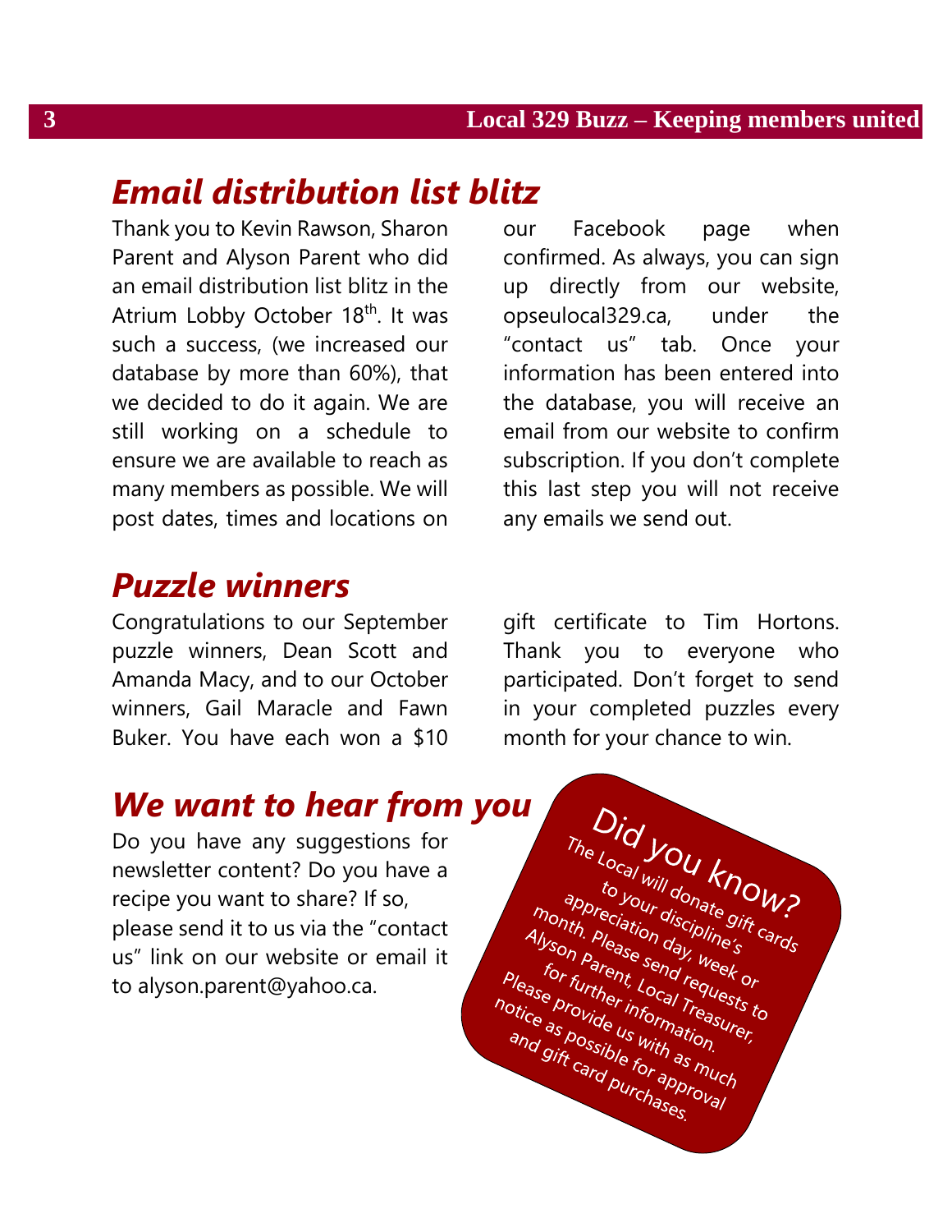## *Email distribution list blitz*

Thank you to Kevin Rawson, Sharon Parent and Alyson Parent who did an email distribution list blitz in the Atrium Lobby October 18th. It was such a success, (we increased our database by more than 60%), that we decided to do it again. We are still working on a schedule to ensure we are available to reach as many members as possible. We will post dates, times and locations on our Facebook page when confirmed. As always, you can sign up directly from our website, opseulocal329.ca, under the "contact us" tab. Once your information has been entered into the database, you will receive an email from our website to confirm subscription. If you don't complete this last step you will not receive any emails we send out.

## *Puzzle winners*

Congratulations to our September puzzle winners, Dean Scott and Amanda Macy, and to our October winners, Gail Maracle and Fawn Buker. You have each won a $10 gift certificate to Tim Hortons. Thank you to everyone who participated. Don't forget to send in your completed puzzles every month for your chance to win.

## *We want to hear from you*

Do you have any suggestions for newsletter content? Do you have a recipe you want to share? If so, please send it to us via the "contact us" link on our website or email it to alyson.parent@yahoo.ca.

**Did you know?**

The Local will donate gift cards to your discipline's appreciation day, week or month. Please send requests to Alyson Parent, Local Treasurer, for further information. Please provide us with as much notice as possible for approval and gift card purchases.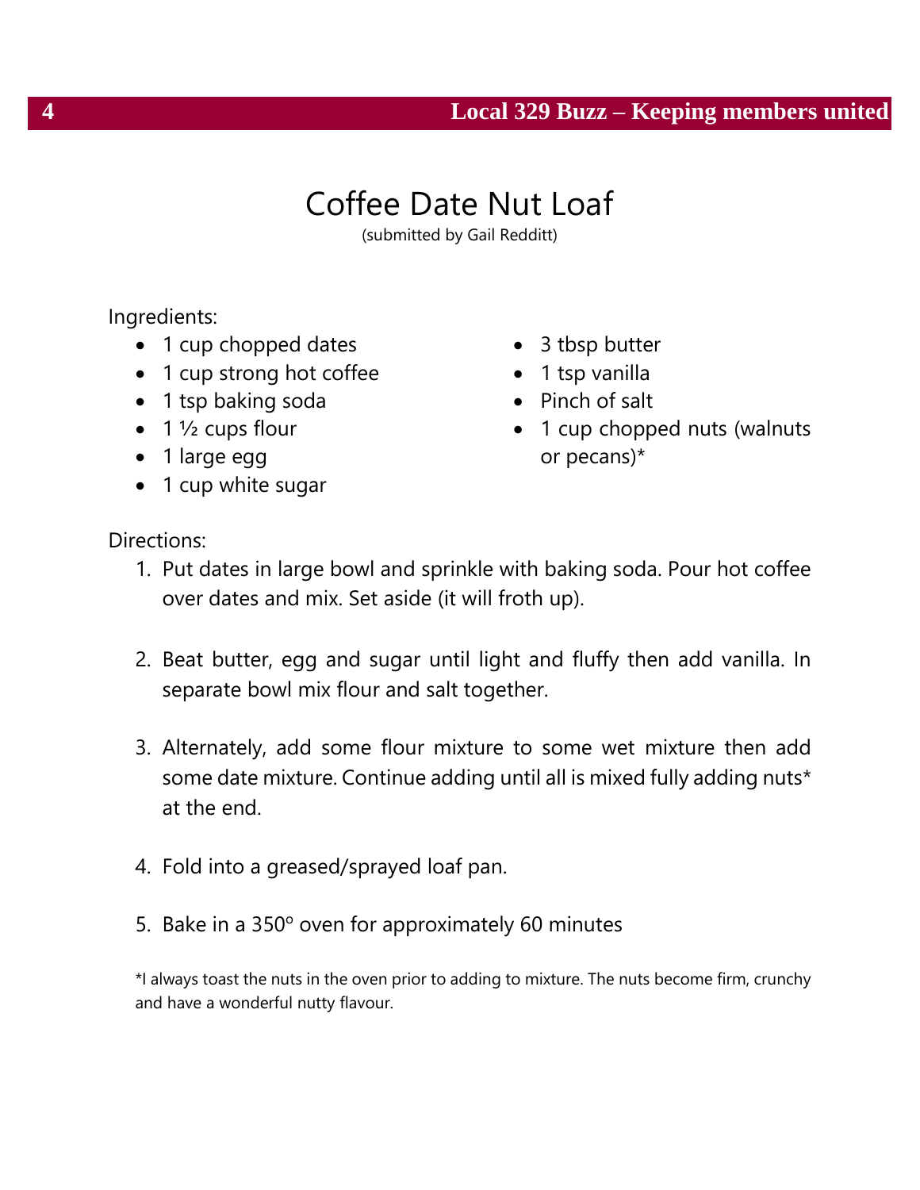# Coffee Date Nut Loaf

(submitted by Gail Redditt)

Ingredients:

- 1 cup chopped dates
- 1 cup strong hot coffee
- 1 tsp baking soda
- 1 ½ cups flour
- 1 large egg
- 1 cup white sugar
- 3 tbsp butter
- 1 tsp vanilla
- Pinch of salt
- 1 cup chopped nuts (walnuts or pecans)*

Directions:

1. Put dates in large bowl and sprinkle with baking soda. Pour hot coffee over dates and mix. Set aside (it will froth up).
2. Beat butter, egg and sugar until light and fluffy then add vanilla. In separate bowl mix flour and salt together.
3. Alternately, add some flour mixture to some wet mixture then add some date mixture. Continue adding until all is mixed fully adding nuts* at the end.
4. Fold into a greased/sprayed loaf pan.
5. Bake in a 350° oven for approximately 60 minutes

*I always toast the nuts in the oven prior to adding to mixture. The nuts become firm, crunchy and have a wonderful nutty flavour.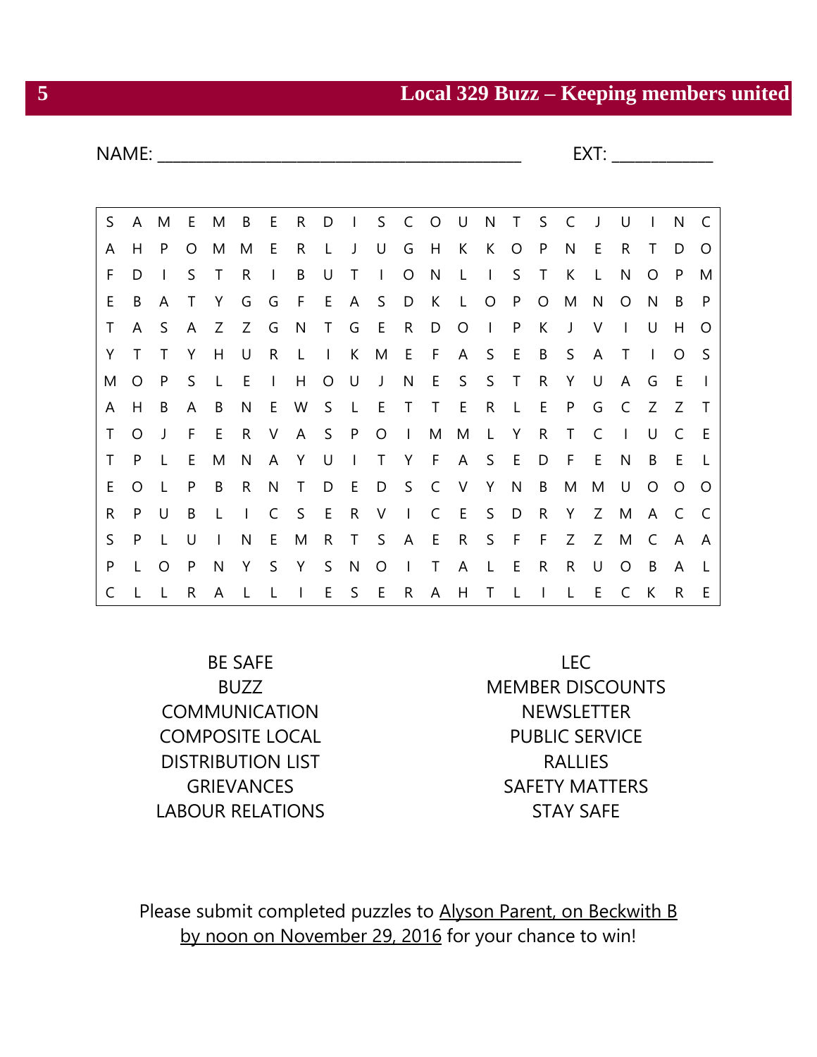NAME: ___________________________________________ EXT: ____________

| | | | | | | | | | | | | | | | | | | | | | | |
|---|---|---|---|---|---|---|---|---|---|---|---|---|---|---|---|---|---|---|---|---|---|---|
| S | A | M | E | M | B | E | R | D | I | S | C | O | U | N | T | S | C | J | U | I | N | C |
| A | H | P | O | M | M | E | R | L | J | U | G | H | K | K | O | P | N | E | R | T | D | O |
| F | D | I | S | T | R | I | B | U | T | I | O | N | L | I | S | T | K | L | N | O | P | M |
| E | B | A | T | Y | G | G | F | E | A | S | D | K | L | O | P | O | M | N | O | N | B | P |
| T | A | S | A | Z | Z | G | N | T | G | E | R | D | O | I | P | K | J | V | I | U | H | O |
| Y | T | T | Y | H | U | R | L | I | K | M | E | F | A | S | E | B | S | A | T | I | O | S |
| M | O | P | S | L | E | I | H | O | U | J | N | E | S | S | T | R | Y | U | A | G | E | I |
| A | H | B | A | B | N | E | W | S | L | E | T | T | E | R | L | E | P | G | C | Z | Z | T |
| T | O | J | F | E | R | V | A | S | P | O | I | M | M | L | Y | R | T | C | I | U | C | E |
| T | P | L | E | M | N | A | Y | U | I | T | Y | F | A | S | E | D | F | E | N | B | E | L |
| E | O | L | P | B | R | N | T | D | E | D | S | C | V | Y | N | B | M | M | U | O | O | O |
| R | P | U | B | L | I | C | S | E | R | V | I | C | E | S | D | R | Y | Z | M | A | C | C |
| S | P | L | U | I | N | E | M | R | T | S | A | E | R | S | F | F | Z | Z | M | C | A | A |
| P | L | O | P | N | Y | S | Y | S | N | O | I | T | A | L | E | R | R | U | O | B | A | L |
| C | L | L | R | A | L | L | I | E | S | E | R | A | H | T | L | I | L | E | C | K | R | E |

BE SAFE
BUZZ
COMMUNICATION
COMPOSITE LOCAL
DISTRIBUTION LIST
GRIEVANCES
LABOUR RELATIONS
LEC
MEMBER DISCOUNTS
NEWSLETTER
PUBLIC SERVICE
RALLIES
SAFETY MATTERS
STAY SAFE

Please submit completed puzzles to Alyson Parent, on Beckwith B by noon on November 29, 2016 for your chance to win!